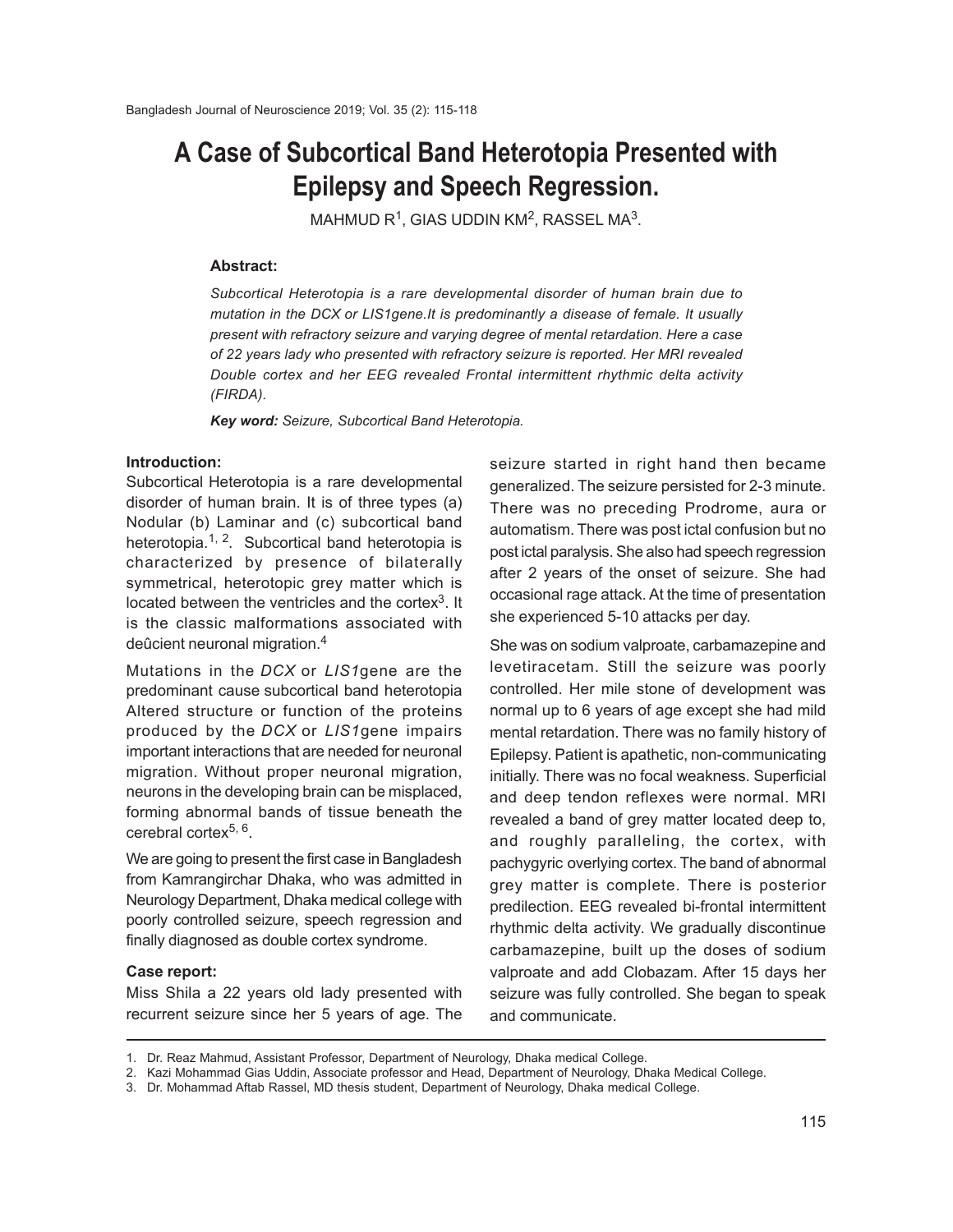# A Case of Subcortical Band Heterotopia Presented with Epilepsy and Speech Regression.

MAHMUD R[1], GIAS UDDIN KM[2], RASSEL MA[3].

**Abstract:**

*Subcortical Heterotopia is a rare developmental disorder of human brain due to mutation in the DCX or LIS1gene.It is predominantly a disease of female. It usually present with refractory seizure and varying degree of mental retardation. Here a case of 22 years lady who presented with refractory seizure is reported. Her MRI revealed Double cortex and her EEG revealed Frontal intermittent rhythmic delta activity (FIRDA).*

***Key word:** Seizure, Subcortical Band Heterotopia.*

## Introduction:

Subcortical Heterotopia is a rare developmental disorder of human brain. It is of three types (a) Nodular (b) Laminar and (c) subcortical band heterotopia.[1, 2]. Subcortical band heterotopia is characterized by presence of bilaterally symmetrical, heterotopic grey matter which is located between the ventricles and the cortex[3]. It is the classic malformations associated with deûcient neuronal migration.[4]

Mutations in the *DCX* or *LIS1*gene are the predominant cause subcortical band heterotopia Altered structure or function of the proteins produced by the *DCX* or *LIS1*gene impairs important interactions that are needed for neuronal migration. Without proper neuronal migration, neurons in the developing brain can be misplaced, forming abnormal bands of tissue beneath the cerebral cortex[5, 6].

We are going to present the first case in Bangladesh from Kamrangirchar Dhaka, who was admitted in Neurology Department, Dhaka medical college with poorly controlled seizure, speech regression and finally diagnosed as double cortex syndrome.

## Case report:

Miss Shila a 22 years old lady presented with recurrent seizure since her 5 years of age. The seizure started in right hand then became generalized. The seizure persisted for 2-3 minute. There was no preceding Prodrome, aura or automatism. There was post ictal confusion but no post ictal paralysis. She also had speech regression after 2 years of the onset of seizure. She had occasional rage attack. At the time of presentation she experienced 5-10 attacks per day.

She was on sodium valproate, carbamazepine and levetiracetam. Still the seizure was poorly controlled. Her mile stone of development was normal up to 6 years of age except she had mild mental retardation. There was no family history of Epilepsy. Patient is apathetic, non-communicating initially. There was no focal weakness. Superficial and deep tendon reflexes were normal. MRI revealed a band of grey matter located deep to, and roughly paralleling, the cortex, with pachygyric overlying cortex. The band of abnormal grey matter is complete. There is posterior predilection. EEG revealed bi-frontal intermittent rhythmic delta activity. We gradually discontinue carbamazepine, built up the doses of sodium valproate and add Clobazam. After 15 days her seizure was fully controlled. She began to speak and communicate.

---

1. Dr. Reaz Mahmud, Assistant Professor, Department of Neurology, Dhaka medical College.
2. Kazi Mohammad Gias Uddin, Associate professor and Head, Department of Neurology, Dhaka Medical College.
3. Dr. Mohammad Aftab Rassel, MD thesis student, Department of Neurology, Dhaka medical College.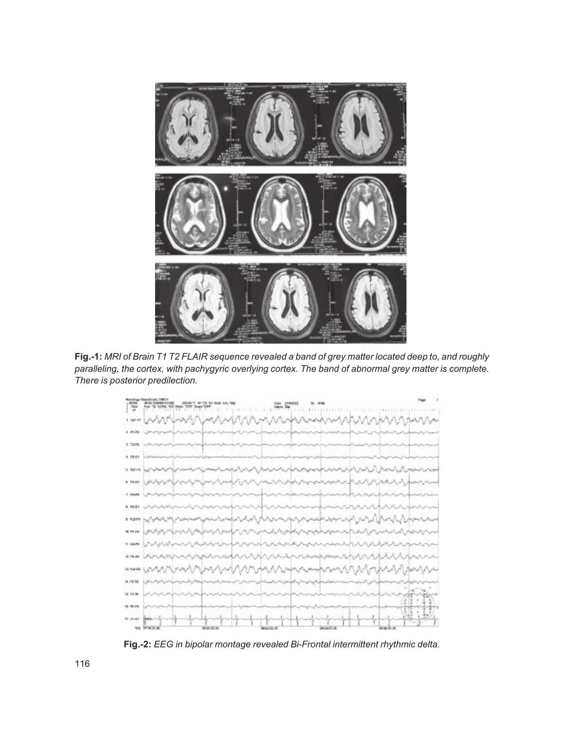**Fig.-1:** *MRI of Brain T1 T2 FLAIR sequence revealed a band of grey matter located deep to, and roughly paralleling, the cortex, with pachygyric overlying cortex. The band of abnormal grey matter is complete. There is posterior predilection.*

**Fig.-2:** *EEG in bipolar montage revealed Bi-Frontal intermittent rhythmic delta.*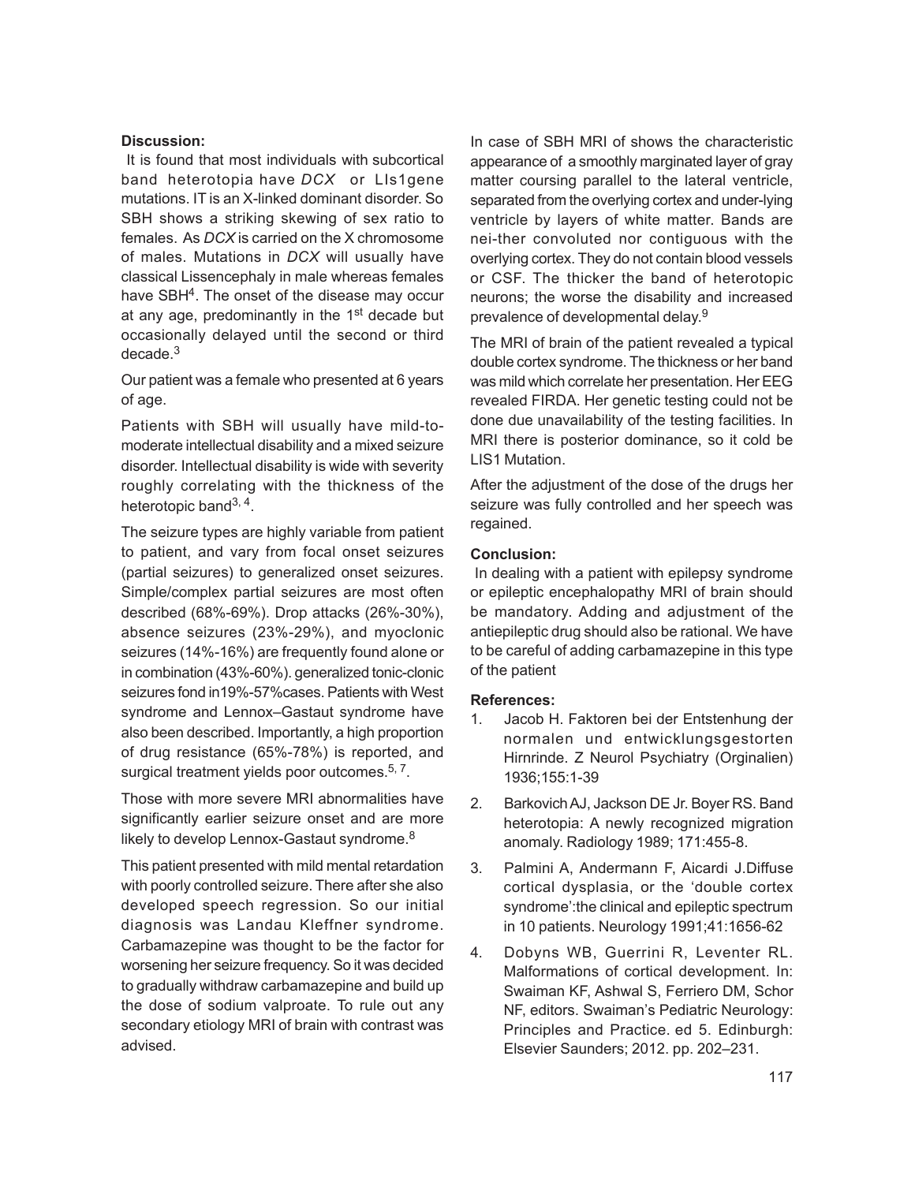**Discussion:**

It is found that most individuals with subcortical band heterotopia have *DCX* or LIs1gene mutations. IT is an X-linked dominant disorder. So SBH shows a striking skewing of sex ratio to females. As *DCX* is carried on the X chromosome of males. Mutations in *DCX* will usually have classical Lissencephaly in male whereas females have SBH[4]. The onset of the disease may occur at any age, predominantly in the 1st decade but occasionally delayed until the second or third decade.[3]

Our patient was a female who presented at 6 years of age.

Patients with SBH will usually have mild-to-moderate intellectual disability and a mixed seizure disorder. Intellectual disability is wide with severity roughly correlating with the thickness of the heterotopic band[3, 4].

The seizure types are highly variable from patient to patient, and vary from focal onset seizures (partial seizures) to generalized onset seizures. Simple/complex partial seizures are most often described (68%-69%). Drop attacks (26%-30%), absence seizures (23%-29%), and myoclonic seizures (14%-16%) are frequently found alone or in combination (43%-60%). generalized tonic-clonic seizures fond in19%-57%cases. Patients with West syndrome and Lennox–Gastaut syndrome have also been described. Importantly, a high proportion of drug resistance (65%-78%) is reported, and surgical treatment yields poor outcomes.[5, 7].

Those with more severe MRI abnormalities have significantly earlier seizure onset and are more likely to develop Lennox-Gastaut syndrome.[8]

This patient presented with mild mental retardation with poorly controlled seizure. There after she also developed speech regression. So our initial diagnosis was Landau Kleffner syndrome. Carbamazepine was thought to be the factor for worsening her seizure frequency. So it was decided to gradually withdraw carbamazepine and build up the dose of sodium valproate. To rule out any secondary etiology MRI of brain with contrast was advised.

In case of SBH MRI of shows the characteristic appearance of a smoothly marginated layer of gray matter coursing parallel to the lateral ventricle, separated from the overlying cortex and under-lying ventricle by layers of white matter. Bands are nei-ther convoluted nor contiguous with the overlying cortex. They do not contain blood vessels or CSF. The thicker the band of heterotopic neurons; the worse the disability and increased prevalence of developmental delay.[9]

The MRI of brain of the patient revealed a typical double cortex syndrome. The thickness or her band was mild which correlate her presentation. Her EEG revealed FIRDA. Her genetic testing could not be done due unavailability of the testing facilities. In MRI there is posterior dominance, so it cold be LIS1 Mutation.

After the adjustment of the dose of the drugs her seizure was fully controlled and her speech was regained.

**Conclusion:**

In dealing with a patient with epilepsy syndrome or epileptic encephalopathy MRI of brain should be mandatory. Adding and adjustment of the antiepileptic drug should also be rational. We have to be careful of adding carbamazepine in this type of the patient

**References:**

1. Jacob H. Faktoren bei der Entstenhung der normalen und entwicklungsgestorten Hirnrinde. Z Neurol Psychiatry (Orginalien) 1936;155:1-39
2. Barkovich AJ, Jackson DE Jr. Boyer RS. Band heterotopia: A newly recognized migration anomaly. Radiology 1989; 171:455-8.
3. Palmini A, Andermann F, Aicardi J.Diffuse cortical dysplasia, or the 'double cortex syndrome':the clinical and epileptic spectrum in 10 patients. Neurology 1991;41:1656-62
4. Dobyns WB, Guerrini R, Leventer RL. Malformations of cortical development. In: Swaiman KF, Ashwal S, Ferriero DM, Schor NF, editors. Swaiman's Pediatric Neurology: Principles and Practice. ed 5. Edinburgh: Elsevier Saunders; 2012. pp. 202–231.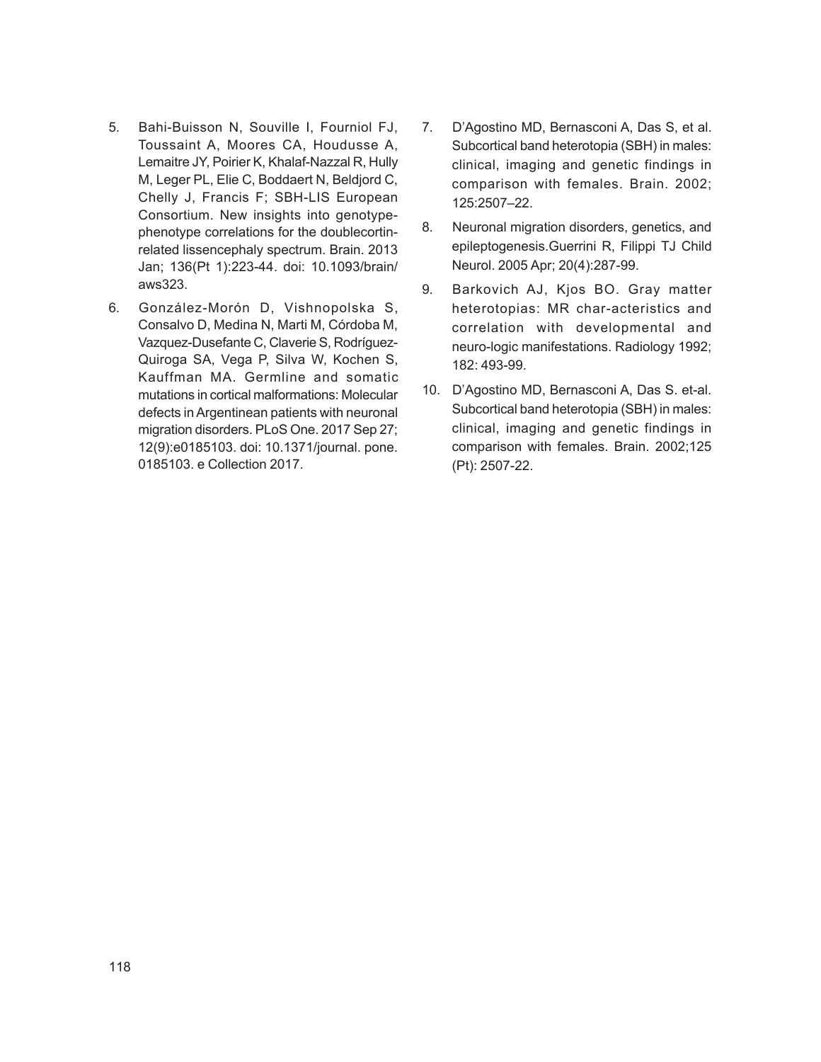5. Bahi-Buisson N, Souville I, Fourniol FJ, Toussaint A, Moores CA, Houdusse A, Lemaitre JY, Poirier K, Khalaf-Nazzal R, Hully M, Leger PL, Elie C, Boddaert N, Beldjord C, Chelly J, Francis F; SBH-LIS European Consortium. New insights into genotype-phenotype correlations for the doublecortin-related lissencephaly spectrum. Brain. 2013 Jan; 136(Pt 1):223-44. doi: 10.1093/brain/aws323.

6. González-Morón D, Vishnopolska S, Consalvo D, Medina N, Marti M, Córdoba M, Vazquez-Dusefante C, Claverie S, Rodríguez-Quiroga SA, Vega P, Silva W, Kochen S, Kauffman MA. Germline and somatic mutations in cortical malformations: Molecular defects in Argentinean patients with neuronal migration disorders. PLoS One. 2017 Sep 27; 12(9):e0185103. doi: 10.1371/journal. pone. 0185103. e Collection 2017.

7. D'Agostino MD, Bernasconi A, Das S, et al. Subcortical band heterotopia (SBH) in males: clinical, imaging and genetic findings in comparison with females. Brain. 2002; 125:2507–22.

8. Neuronal migration disorders, genetics, and epileptogenesis.Guerrini R, Filippi TJ Child Neurol. 2005 Apr; 20(4):287-99.

9. Barkovich AJ, Kjos BO. Gray matter heterotopias: MR char-acteristics and correlation with developmental and neuro-logic manifestations. Radiology 1992; 182: 493-99.

10. D'Agostino MD, Bernasconi A, Das S. et-al. Subcortical band heterotopia (SBH) in males: clinical, imaging and genetic findings in comparison with females. Brain. 2002;125 (Pt): 2507-22.